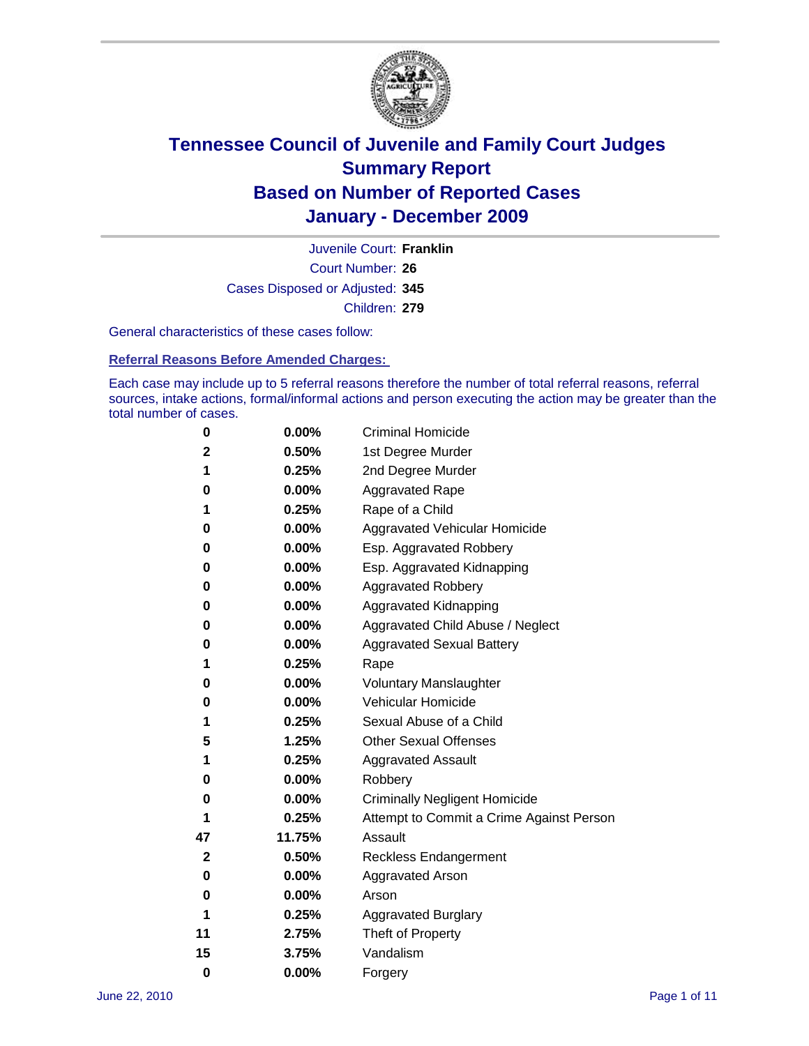# Tennessee Council of Juvenile and Family Court Judges
# Summary Report
# Based on Number of Reported Cases
# January - December 2009

Juvenile Court: **Franklin**

Court Number: **26**

Cases Disposed or Adjusted: **345**

Children: **279**

General characteristics of these cases follow:

## Referral Reasons Before Amended Charges:

Each case may include up to 5 referral reasons therefore the number of total referral reasons, referral sources, intake actions, formal/informal actions and person executing the action may be greater than the total number of cases.

| Count | Percent | Referral Reason |
|---|---|---|
| 0 | 0.00% | Criminal Homicide |
| 2 | 0.50% | 1st Degree Murder |
| 1 | 0.25% | 2nd Degree Murder |
| 0 | 0.00% | Aggravated Rape |
| 1 | 0.25% | Rape of a Child |
| 0 | 0.00% | Aggravated Vehicular Homicide |
| 0 | 0.00% | Esp. Aggravated Robbery |
| 0 | 0.00% | Esp. Aggravated Kidnapping |
| 0 | 0.00% | Aggravated Robbery |
| 0 | 0.00% | Aggravated Kidnapping |
| 0 | 0.00% | Aggravated Child Abuse / Neglect |
| 0 | 0.00% | Aggravated Sexual Battery |
| 1 | 0.25% | Rape |
| 0 | 0.00% | Voluntary Manslaughter |
| 0 | 0.00% | Vehicular Homicide |
| 1 | 0.25% | Sexual Abuse of a Child |
| 5 | 1.25% | Other Sexual Offenses |
| 1 | 0.25% | Aggravated Assault |
| 0 | 0.00% | Robbery |
| 0 | 0.00% | Criminally Negligent Homicide |
| 1 | 0.25% | Attempt to Commit a Crime Against Person |
| 47 | 11.75% | Assault |
| 2 | 0.50% | Reckless Endangerment |
| 0 | 0.00% | Aggravated Arson |
| 0 | 0.00% | Arson |
| 1 | 0.25% | Aggravated Burglary |
| 11 | 2.75% | Theft of Property |
| 15 | 3.75% | Vandalism |
| 0 | 0.00% | Forgery |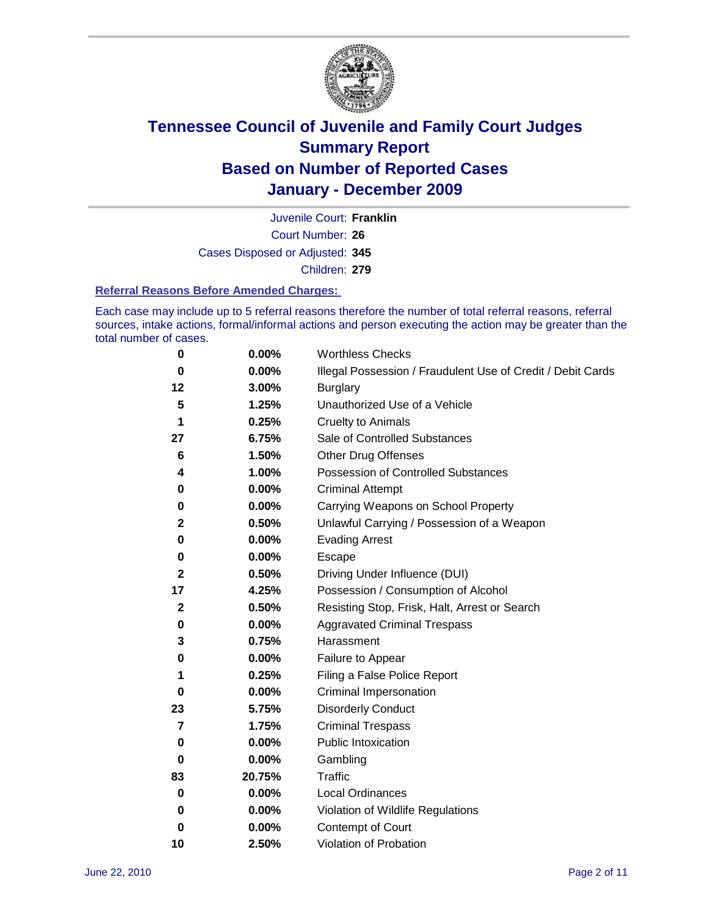# Tennessee Council of Juvenile and Family Court Judges
## Summary Report
## Based on Number of Reported Cases
## January - December 2009

Juvenile Court: **Franklin**
Court Number: **26**
Cases Disposed or Adjusted: **345**
Children: **279**

### Referral Reasons Before Amended Charges:

Each case may include up to 5 referral reasons therefore the number of total referral reasons, referral sources, intake actions, formal/informal actions and person executing the action may be greater than the total number of cases.

| Count | Percent | Reason |
|---|---|---|
| 0 | 0.00% | Worthless Checks |
| 0 | 0.00% | Illegal Possession / Fraudulent Use of Credit / Debit Cards |
| 12 | 3.00% | Burglary |
| 5 | 1.25% | Unauthorized Use of a Vehicle |
| 1 | 0.25% | Cruelty to Animals |
| 27 | 6.75% | Sale of Controlled Substances |
| 6 | 1.50% | Other Drug Offenses |
| 4 | 1.00% | Possession of Controlled Substances |
| 0 | 0.00% | Criminal Attempt |
| 0 | 0.00% | Carrying Weapons on School Property |
| 2 | 0.50% | Unlawful Carrying / Possession of a Weapon |
| 0 | 0.00% | Evading Arrest |
| 0 | 0.00% | Escape |
| 2 | 0.50% | Driving Under Influence (DUI) |
| 17 | 4.25% | Possession / Consumption of Alcohol |
| 2 | 0.50% | Resisting Stop, Frisk, Halt, Arrest or Search |
| 0 | 0.00% | Aggravated Criminal Trespass |
| 3 | 0.75% | Harassment |
| 0 | 0.00% | Failure to Appear |
| 1 | 0.25% | Filing a False Police Report |
| 0 | 0.00% | Criminal Impersonation |
| 23 | 5.75% | Disorderly Conduct |
| 7 | 1.75% | Criminal Trespass |
| 0 | 0.00% | Public Intoxication |
| 0 | 0.00% | Gambling |
| 83 | 20.75% | Traffic |
| 0 | 0.00% | Local Ordinances |
| 0 | 0.00% | Violation of Wildlife Regulations |
| 0 | 0.00% | Contempt of Court |
| 10 | 2.50% | Violation of Probation |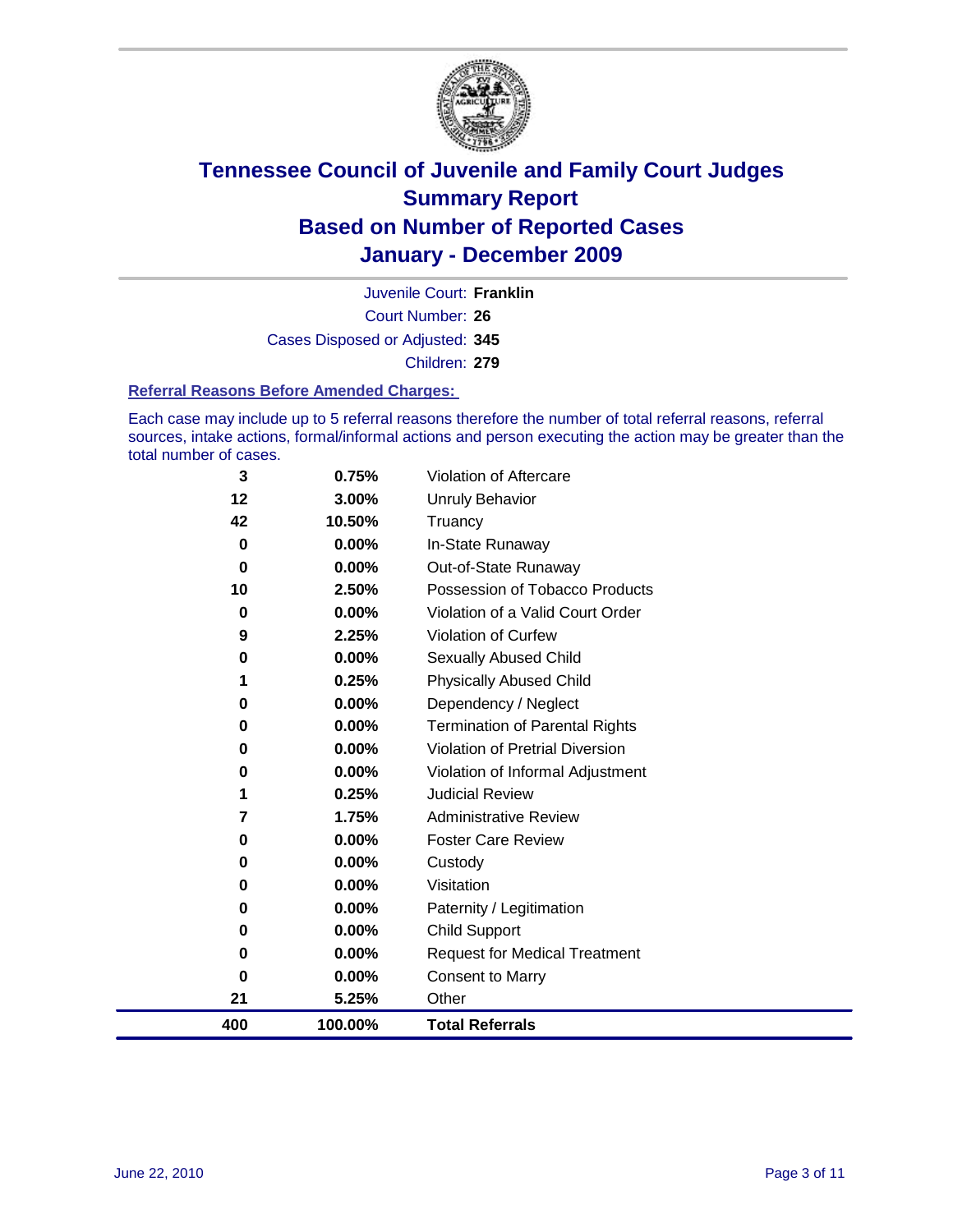# Tennessee Council of Juvenile and Family Court Judges
## Summary Report
## Based on Number of Reported Cases
## January - December 2009

Juvenile Court: **Franklin**

Court Number: **26**

Cases Disposed or Adjusted: **345**

Children: **279**

### Referral Reasons Before Amended Charges:

Each case may include up to 5 referral reasons therefore the number of total referral reasons, referral sources, intake actions, formal/informal actions and person executing the action may be greater than the total number of cases.

| Count | Percent | Referral Reason |
|---|---|---|
| 3 | 0.75% | Violation of Aftercare |
| 12 | 3.00% | Unruly Behavior |
| 42 | 10.50% | Truancy |
| 0 | 0.00% | In-State Runaway |
| 0 | 0.00% | Out-of-State Runaway |
| 10 | 2.50% | Possession of Tobacco Products |
| 0 | 0.00% | Violation of a Valid Court Order |
| 9 | 2.25% | Violation of Curfew |
| 0 | 0.00% | Sexually Abused Child |
| 1 | 0.25% | Physically Abused Child |
| 0 | 0.00% | Dependency / Neglect |
| 0 | 0.00% | Termination of Parental Rights |
| 0 | 0.00% | Violation of Pretrial Diversion |
| 0 | 0.00% | Violation of Informal Adjustment |
| 1 | 0.25% | Judicial Review |
| 7 | 1.75% | Administrative Review |
| 0 | 0.00% | Foster Care Review |
| 0 | 0.00% | Custody |
| 0 | 0.00% | Visitation |
| 0 | 0.00% | Paternity / Legitimation |
| 0 | 0.00% | Child Support |
| 0 | 0.00% | Request for Medical Treatment |
| 0 | 0.00% | Consent to Marry |
| 21 | 5.25% | Other |
| **400** | **100.00%** | **Total Referrals** |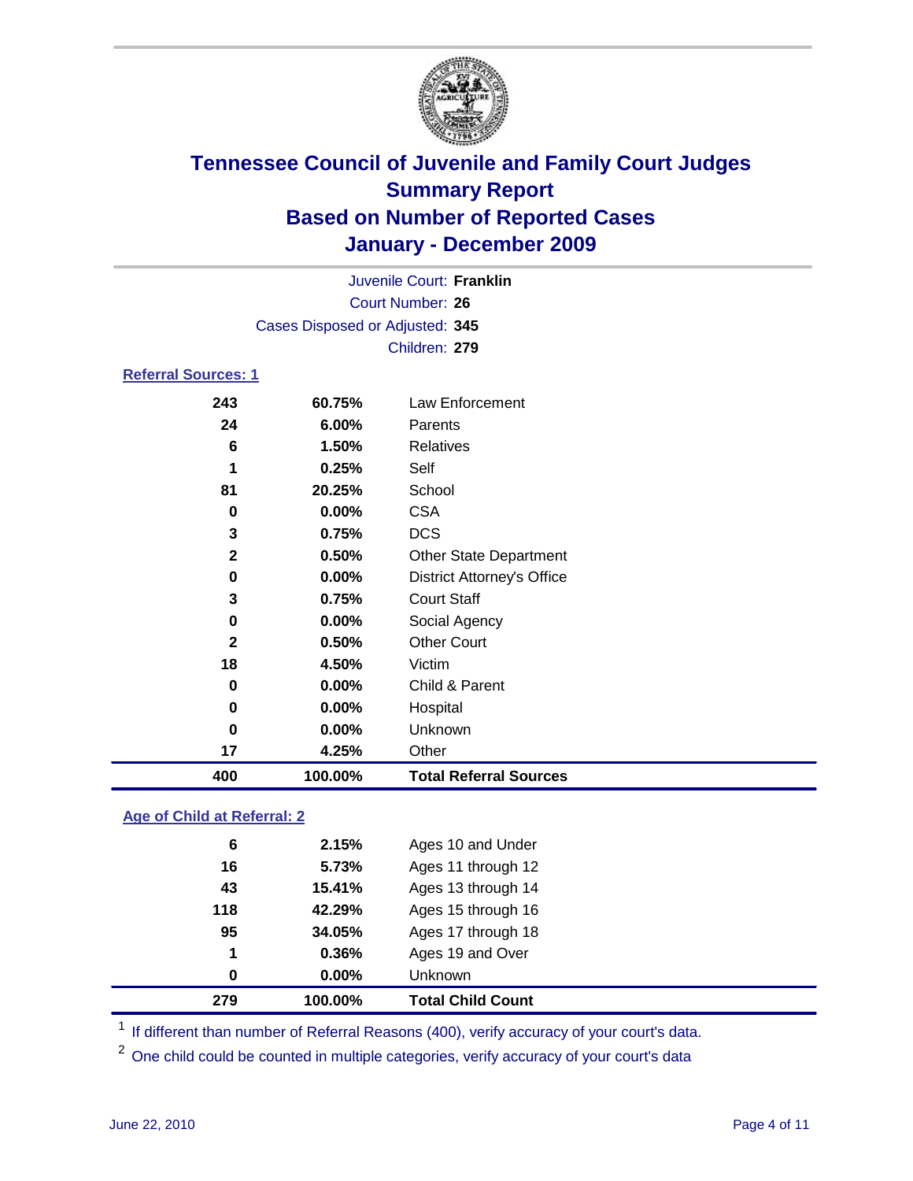# Tennessee Council of Juvenile and Family Court Judges
## Summary Report
## Based on Number of Reported Cases
## January - December 2009

Juvenile Court: **Franklin**

Court Number: **26**

Cases Disposed or Adjusted: **345**

Children: **279**

### Referral Sources: 1

| | | |
|---|---|---|
| 243 | 60.75% | Law Enforcement |
| 24 | 6.00% | Parents |
| 6 | 1.50% | Relatives |
| 1 | 0.25% | Self |
| 81 | 20.25% | School |
| 0 | 0.00% | CSA |
| 3 | 0.75% | DCS |
| 2 | 0.50% | Other State Department |
| 0 | 0.00% | District Attorney's Office |
| 3 | 0.75% | Court Staff |
| 0 | 0.00% | Social Agency |
| 2 | 0.50% | Other Court |
| 18 | 4.50% | Victim |
| 0 | 0.00% | Child & Parent |
| 0 | 0.00% | Hospital |
| 0 | 0.00% | Unknown |
| 17 | 4.25% | Other |
| **400** | **100.00%** | **Total Referral Sources** |

### Age of Child at Referral: 2

| | | |
|---|---|---|
| 6 | 2.15% | Ages 10 and Under |
| 16 | 5.73% | Ages 11 through 12 |
| 43 | 15.41% | Ages 13 through 14 |
| 118 | 42.29% | Ages 15 through 16 |
| 95 | 34.05% | Ages 17 through 18 |
| 1 | 0.36% | Ages 19 and Over |
| 0 | 0.00% | Unknown |
| **279** | **100.00%** | **Total Child Count** |

[1] If different than number of Referral Reasons (400), verify accuracy of your court's data.

[2] One child could be counted in multiple categories, verify accuracy of your court's data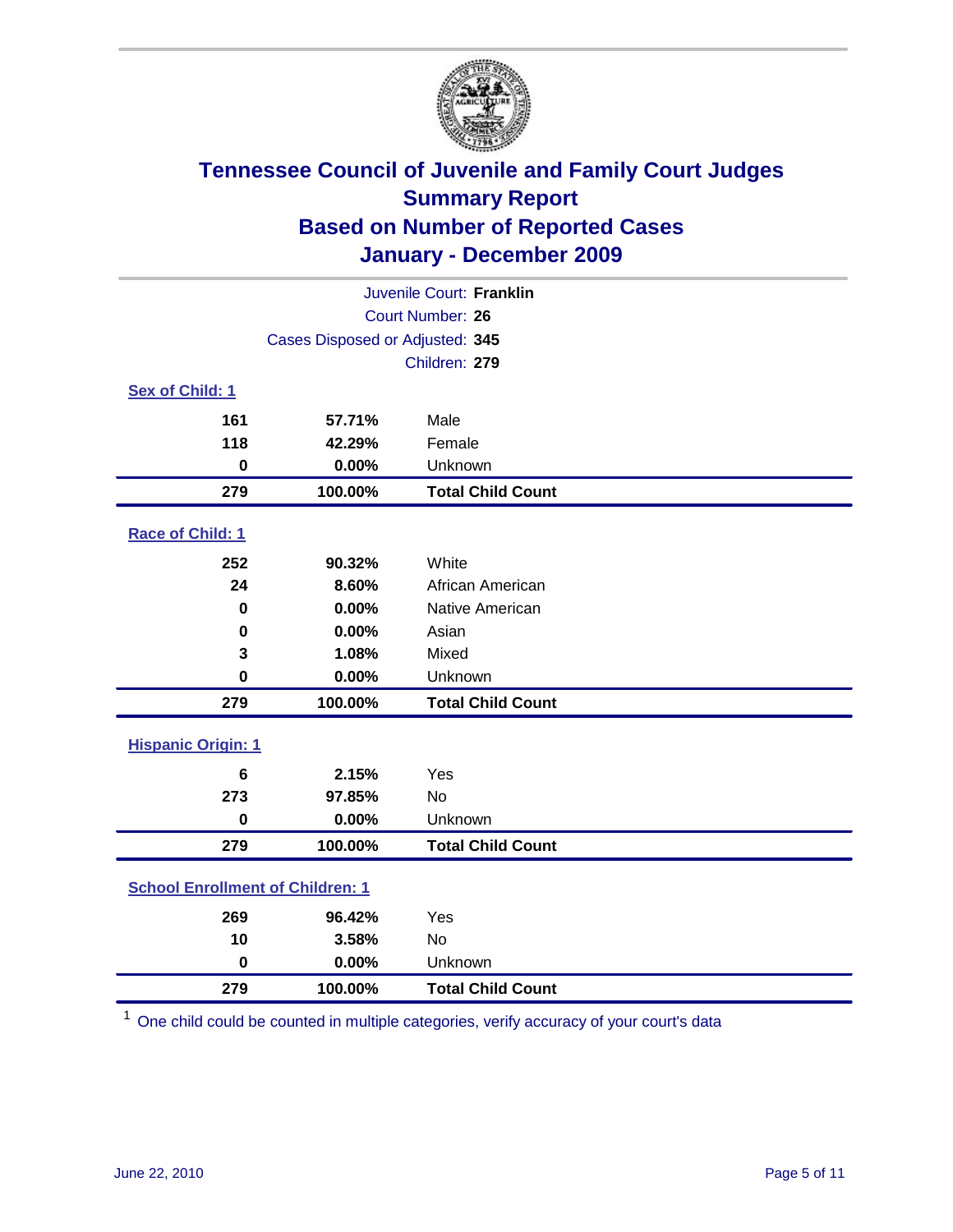# Tennessee Council of Juvenile and Family Court Judges
## Summary Report
## Based on Number of Reported Cases
## January - December 2009

Juvenile Court: **Franklin**

Court Number: **26**

Cases Disposed or Adjusted: **345**

Children: **279**

### Sex of Child: 1

| | | |
|---|---|---|
| **161** | **57.71%** | Male |
| **118** | **42.29%** | Female |
| **0** | **0.00%** | Unknown |
| **279** | **100.00%** | **Total Child Count** |

### Race of Child: 1

| | | |
|---|---|---|
| **252** | **90.32%** | White |
| **24** | **8.60%** | African American |
| **0** | **0.00%** | Native American |
| **0** | **0.00%** | Asian |
| **3** | **1.08%** | Mixed |
| **0** | **0.00%** | Unknown |
| **279** | **100.00%** | **Total Child Count** |

### Hispanic Origin: 1

| | | |
|---|---|---|
| **6** | **2.15%** | Yes |
| **273** | **97.85%** | No |
| **0** | **0.00%** | Unknown |
| **279** | **100.00%** | **Total Child Count** |

### School Enrollment of Children: 1

| | | |
|---|---|---|
| **269** | **96.42%** | Yes |
| **10** | **3.58%** | No |
| **0** | **0.00%** | Unknown |
| **279** | **100.00%** | **Total Child Count** |

[1] One child could be counted in multiple categories, verify accuracy of your court's data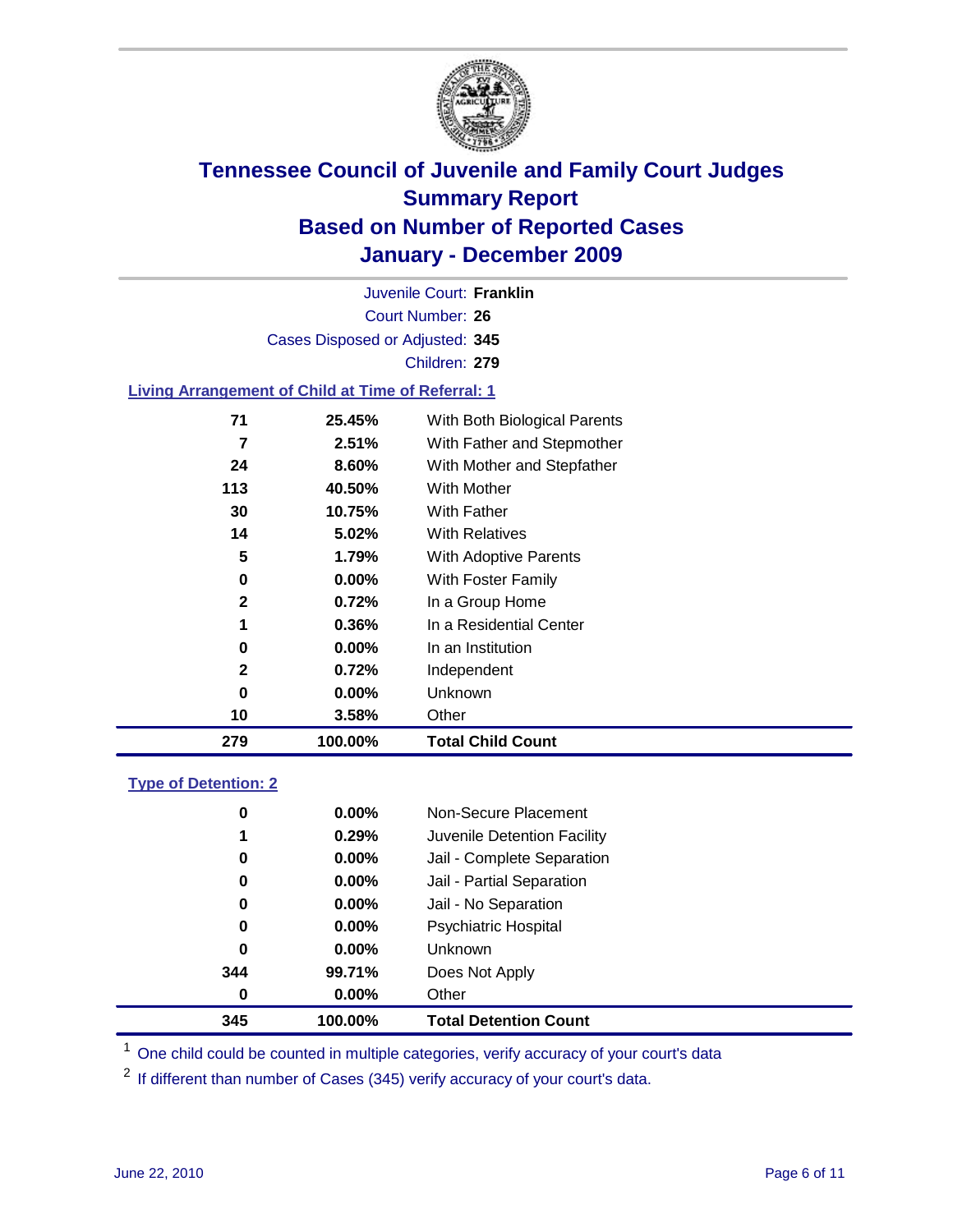# Tennessee Council of Juvenile and Family Court Judges
## Summary Report
## Based on Number of Reported Cases
## January - December 2009

Juvenile Court: **Franklin**

Court Number: **26**

Cases Disposed or Adjusted: **345**

Children: **279**

### Living Arrangement of Child at Time of Referral: 1

| | | |
|---|---|---|
| 71 | 25.45% | With Both Biological Parents |
| 7 | 2.51% | With Father and Stepmother |
| 24 | 8.60% | With Mother and Stepfather |
| 113 | 40.50% | With Mother |
| 30 | 10.75% | With Father |
| 14 | 5.02% | With Relatives |
| 5 | 1.79% | With Adoptive Parents |
| 0 | 0.00% | With Foster Family |
| 2 | 0.72% | In a Group Home |
| 1 | 0.36% | In a Residential Center |
| 0 | 0.00% | In an Institution |
| 2 | 0.72% | Independent |
| 0 | 0.00% | Unknown |
| 10 | 3.58% | Other |
| **279** | **100.00%** | **Total Child Count** |

### Type of Detention: 2

| | | |
|---|---|---|
| 0 | 0.00% | Non-Secure Placement |
| 1 | 0.29% | Juvenile Detention Facility |
| 0 | 0.00% | Jail - Complete Separation |
| 0 | 0.00% | Jail - Partial Separation |
| 0 | 0.00% | Jail - No Separation |
| 0 | 0.00% | Psychiatric Hospital |
| 0 | 0.00% | Unknown |
| 344 | 99.71% | Does Not Apply |
| 0 | 0.00% | Other |
| **345** | **100.00%** | **Total Detention Count** |

[1] One child could be counted in multiple categories, verify accuracy of your court's data

[2] If different than number of Cases (345) verify accuracy of your court's data.

June 22, 2010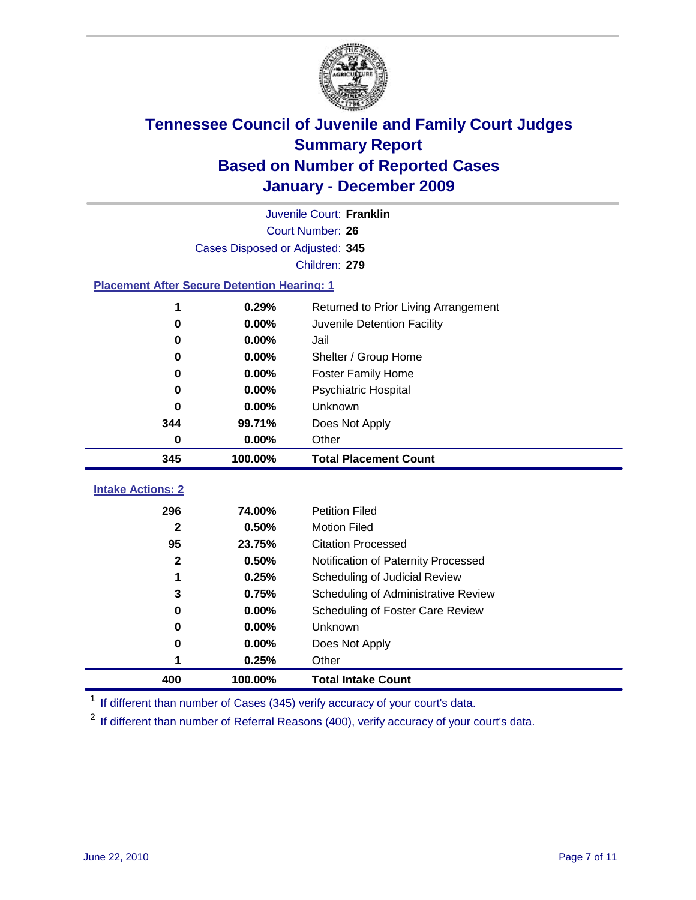# Tennessee Council of Juvenile and Family Court Judges
## Summary Report
## Based on Number of Reported Cases
## January - December 2009

Juvenile Court: **Franklin**

Court Number: **26**

Cases Disposed or Adjusted: **345**

Children: **279**

### Placement After Secure Detention Hearing: 1

| | | |
|---|---|---|
| 1 | 0.29% | Returned to Prior Living Arrangement |
| 0 | 0.00% | Juvenile Detention Facility |
| 0 | 0.00% | Jail |
| 0 | 0.00% | Shelter / Group Home |
| 0 | 0.00% | Foster Family Home |
| 0 | 0.00% | Psychiatric Hospital |
| 0 | 0.00% | Unknown |
| 344 | 99.71% | Does Not Apply |
| 0 | 0.00% | Other |
| **345** | **100.00%** | **Total Placement Count** |

### Intake Actions: 2

| | | |
|---|---|---|
| 296 | 74.00% | Petition Filed |
| 2 | 0.50% | Motion Filed |
| 95 | 23.75% | Citation Processed |
| 2 | 0.50% | Notification of Paternity Processed |
| 1 | 0.25% | Scheduling of Judicial Review |
| 3 | 0.75% | Scheduling of Administrative Review |
| 0 | 0.00% | Scheduling of Foster Care Review |
| 0 | 0.00% | Unknown |
| 0 | 0.00% | Does Not Apply |
| 1 | 0.25% | Other |
| **400** | **100.00%** | **Total Intake Count** |

[1] If different than number of Cases (345) verify accuracy of your court's data.

[2] If different than number of Referral Reasons (400), verify accuracy of your court's data.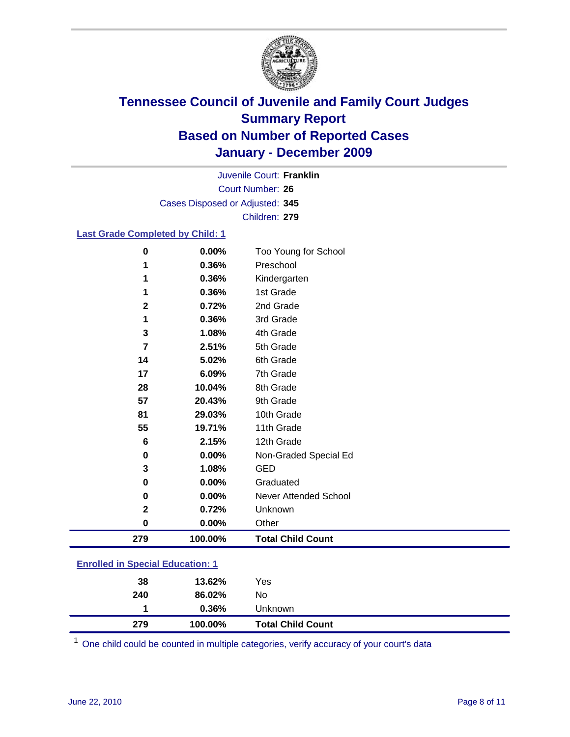# Tennessee Council of Juvenile and Family Court Judges
## Summary Report
## Based on Number of Reported Cases
## January - December 2009

Juvenile Court: **Franklin**
Court Number: **26**
Cases Disposed or Adjusted: **345**
Children: **279**

### Last Grade Completed by Child: 1

| Count | Percent | Category |
|---|---|---|
| 0 | 0.00% | Too Young for School |
| 1 | 0.36% | Preschool |
| 1 | 0.36% | Kindergarten |
| 1 | 0.36% | 1st Grade |
| 2 | 0.72% | 2nd Grade |
| 1 | 0.36% | 3rd Grade |
| 3 | 1.08% | 4th Grade |
| 7 | 2.51% | 5th Grade |
| 14 | 5.02% | 6th Grade |
| 17 | 6.09% | 7th Grade |
| 28 | 10.04% | 8th Grade |
| 57 | 20.43% | 9th Grade |
| 81 | 29.03% | 10th Grade |
| 55 | 19.71% | 11th Grade |
| 6 | 2.15% | 12th Grade |
| 0 | 0.00% | Non-Graded Special Ed |
| 3 | 1.08% | GED |
| 0 | 0.00% | Graduated |
| 0 | 0.00% | Never Attended School |
| 2 | 0.72% | Unknown |
| 0 | 0.00% | Other |
| **279** | **100.00%** | **Total Child Count** |

### Enrolled in Special Education: 1

| Count | Percent | Category |
|---|---|---|
| 38 | 13.62% | Yes |
| 240 | 86.02% | No |
| 1 | 0.36% | Unknown |
| **279** | **100.00%** | **Total Child Count** |

[1] One child could be counted in multiple categories, verify accuracy of your court's data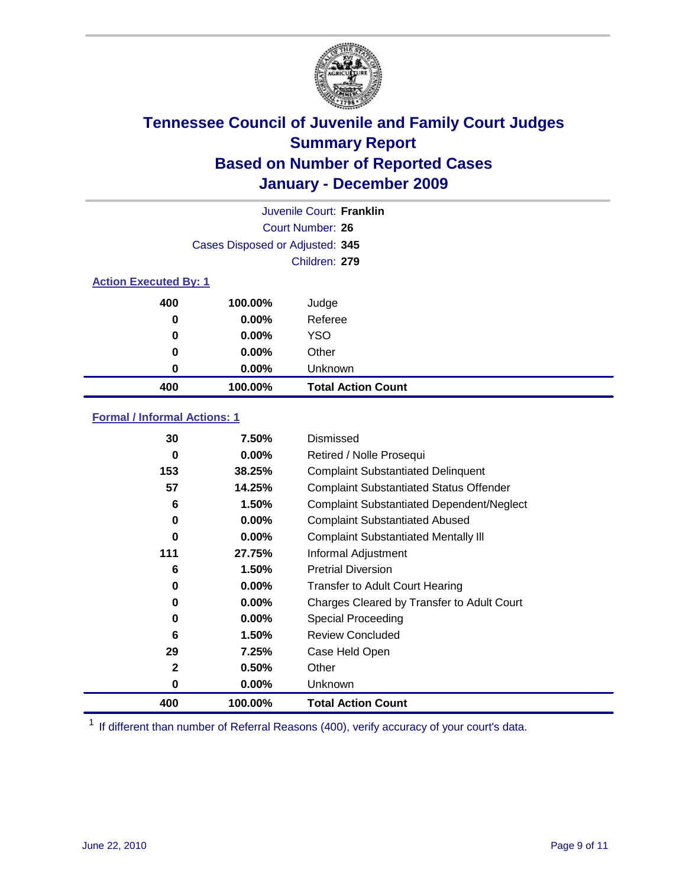# Tennessee Council of Juvenile and Family Court Judges
## Summary Report
## Based on Number of Reported Cases
## January - December 2009

Juvenile Court: **Franklin**

Court Number: **26**

Cases Disposed or Adjusted: **345**

Children: **279**

### Action Executed By: 1

| | | |
|---|---|---|
| 400 | 100.00% | Judge |
| 0 | 0.00% | Referee |
| 0 | 0.00% | YSO |
| 0 | 0.00% | Other |
| 0 | 0.00% | Unknown |
| **400** | **100.00%** | **Total Action Count** |

### Formal / Informal Actions: 1

| | | |
|---|---|---|
| 30 | 7.50% | Dismissed |
| 0 | 0.00% | Retired / Nolle Prosequi |
| 153 | 38.25% | Complaint Substantiated Delinquent |
| 57 | 14.25% | Complaint Substantiated Status Offender |
| 6 | 1.50% | Complaint Substantiated Dependent/Neglect |
| 0 | 0.00% | Complaint Substantiated Abused |
| 0 | 0.00% | Complaint Substantiated Mentally Ill |
| 111 | 27.75% | Informal Adjustment |
| 6 | 1.50% | Pretrial Diversion |
| 0 | 0.00% | Transfer to Adult Court Hearing |
| 0 | 0.00% | Charges Cleared by Transfer to Adult Court |
| 0 | 0.00% | Special Proceeding |
| 6 | 1.50% | Review Concluded |
| 29 | 7.25% | Case Held Open |
| 2 | 0.50% | Other |
| 0 | 0.00% | Unknown |
| **400** | **100.00%** | **Total Action Count** |

[1] If different than number of Referral Reasons (400), verify accuracy of your court's data.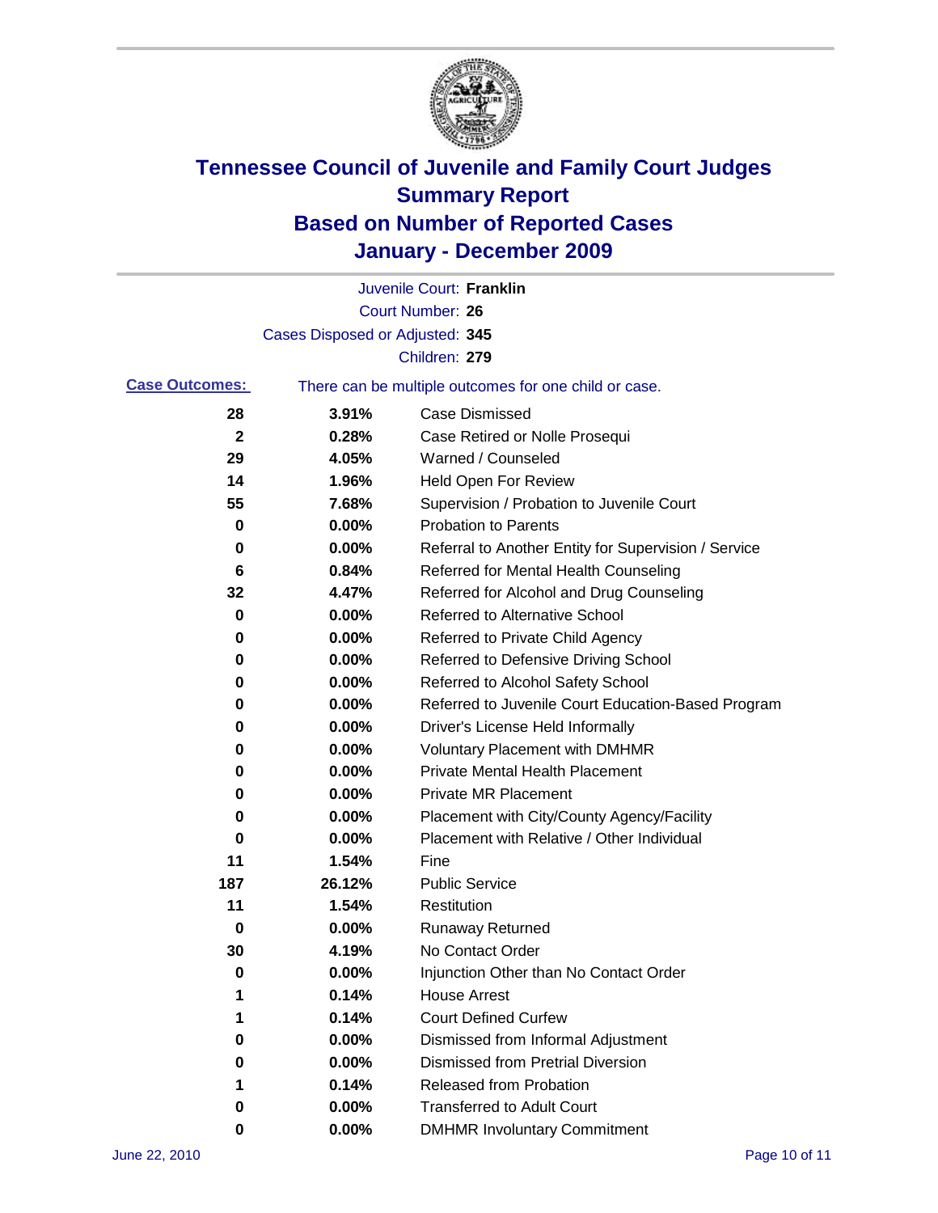# Tennessee Council of Juvenile and Family Court Judges
## Summary Report
## Based on Number of Reported Cases
## January - December 2009

Juvenile Court: **Franklin**
Court Number: **26**
Cases Disposed or Adjusted: **345**
Children: **279**

**Case Outcomes:** There can be multiple outcomes for one child or case.

| Count | Percent | Outcome |
|---|---|---|
| 28 | 3.91% | Case Dismissed |
| 2 | 0.28% | Case Retired or Nolle Prosequi |
| 29 | 4.05% | Warned / Counseled |
| 14 | 1.96% | Held Open For Review |
| 55 | 7.68% | Supervision / Probation to Juvenile Court |
| 0 | 0.00% | Probation to Parents |
| 0 | 0.00% | Referral to Another Entity for Supervision / Service |
| 6 | 0.84% | Referred for Mental Health Counseling |
| 32 | 4.47% | Referred for Alcohol and Drug Counseling |
| 0 | 0.00% | Referred to Alternative School |
| 0 | 0.00% | Referred to Private Child Agency |
| 0 | 0.00% | Referred to Defensive Driving School |
| 0 | 0.00% | Referred to Alcohol Safety School |
| 0 | 0.00% | Referred to Juvenile Court Education-Based Program |
| 0 | 0.00% | Driver's License Held Informally |
| 0 | 0.00% | Voluntary Placement with DMHMR |
| 0 | 0.00% | Private Mental Health Placement |
| 0 | 0.00% | Private MR Placement |
| 0 | 0.00% | Placement with City/County Agency/Facility |
| 0 | 0.00% | Placement with Relative / Other Individual |
| 11 | 1.54% | Fine |
| 187 | 26.12% | Public Service |
| 11 | 1.54% | Restitution |
| 0 | 0.00% | Runaway Returned |
| 30 | 4.19% | No Contact Order |
| 0 | 0.00% | Injunction Other than No Contact Order |
| 1 | 0.14% | House Arrest |
| 1 | 0.14% | Court Defined Curfew |
| 0 | 0.00% | Dismissed from Informal Adjustment |
| 0 | 0.00% | Dismissed from Pretrial Diversion |
| 1 | 0.14% | Released from Probation |
| 0 | 0.00% | Transferred to Adult Court |
| 0 | 0.00% | DMHMR Involuntary Commitment |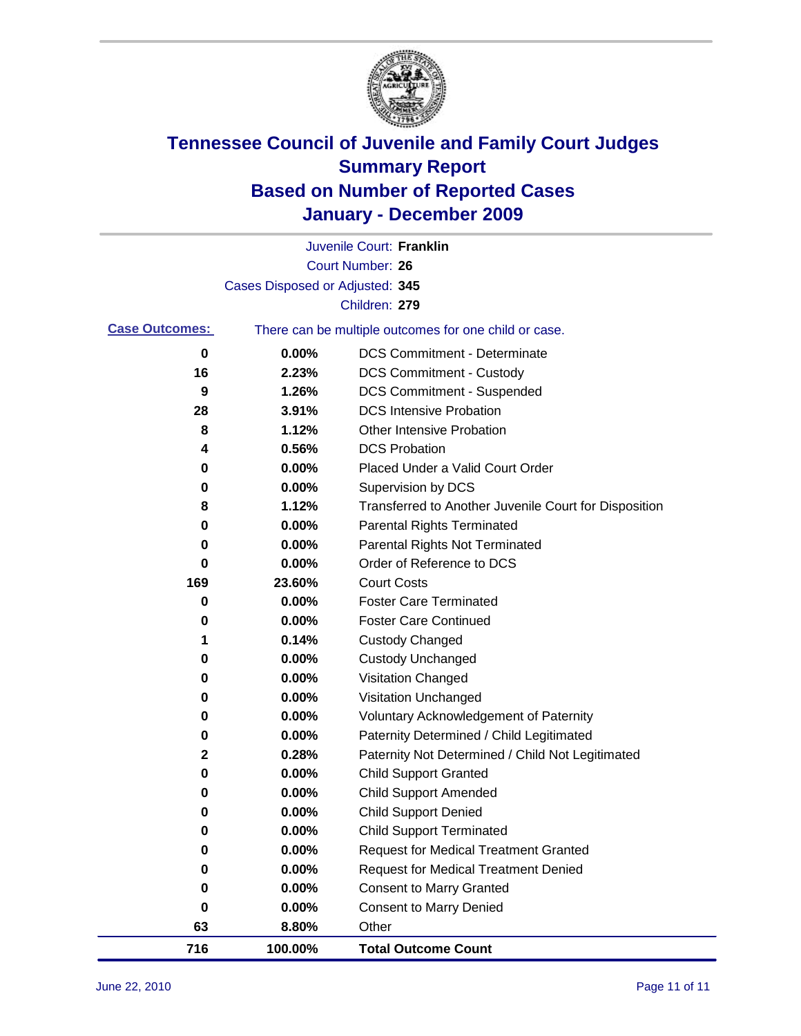# Tennessee Council of Juvenile and Family Court Judges
## Summary Report
## Based on Number of Reported Cases
## January - December 2009

Juvenile Court: **Franklin**

Court Number: **26**

Cases Disposed or Adjusted: **345**

Children: **279**

**Case Outcomes:** There can be multiple outcomes for one child or case.

| | | |
|---|---|---|
| 0 | 0.00% | DCS Commitment - Determinate |
| 16 | 2.23% | DCS Commitment - Custody |
| 9 | 1.26% | DCS Commitment - Suspended |
| 28 | 3.91% | DCS Intensive Probation |
| 8 | 1.12% | Other Intensive Probation |
| 4 | 0.56% | DCS Probation |
| 0 | 0.00% | Placed Under a Valid Court Order |
| 0 | 0.00% | Supervision by DCS |
| 8 | 1.12% | Transferred to Another Juvenile Court for Disposition |
| 0 | 0.00% | Parental Rights Terminated |
| 0 | 0.00% | Parental Rights Not Terminated |
| 0 | 0.00% | Order of Reference to DCS |
| 169 | 23.60% | Court Costs |
| 0 | 0.00% | Foster Care Terminated |
| 0 | 0.00% | Foster Care Continued |
| 1 | 0.14% | Custody Changed |
| 0 | 0.00% | Custody Unchanged |
| 0 | 0.00% | Visitation Changed |
| 0 | 0.00% | Visitation Unchanged |
| 0 | 0.00% | Voluntary Acknowledgement of Paternity |
| 0 | 0.00% | Paternity Determined / Child Legitimated |
| 2 | 0.28% | Paternity Not Determined / Child Not Legitimated |
| 0 | 0.00% | Child Support Granted |
| 0 | 0.00% | Child Support Amended |
| 0 | 0.00% | Child Support Denied |
| 0 | 0.00% | Child Support Terminated |
| 0 | 0.00% | Request for Medical Treatment Granted |
| 0 | 0.00% | Request for Medical Treatment Denied |
| 0 | 0.00% | Consent to Marry Granted |
| 0 | 0.00% | Consent to Marry Denied |
| 63 | 8.80% | Other |
| **716** | **100.00%** | **Total Outcome Count** |

June 22, 2010